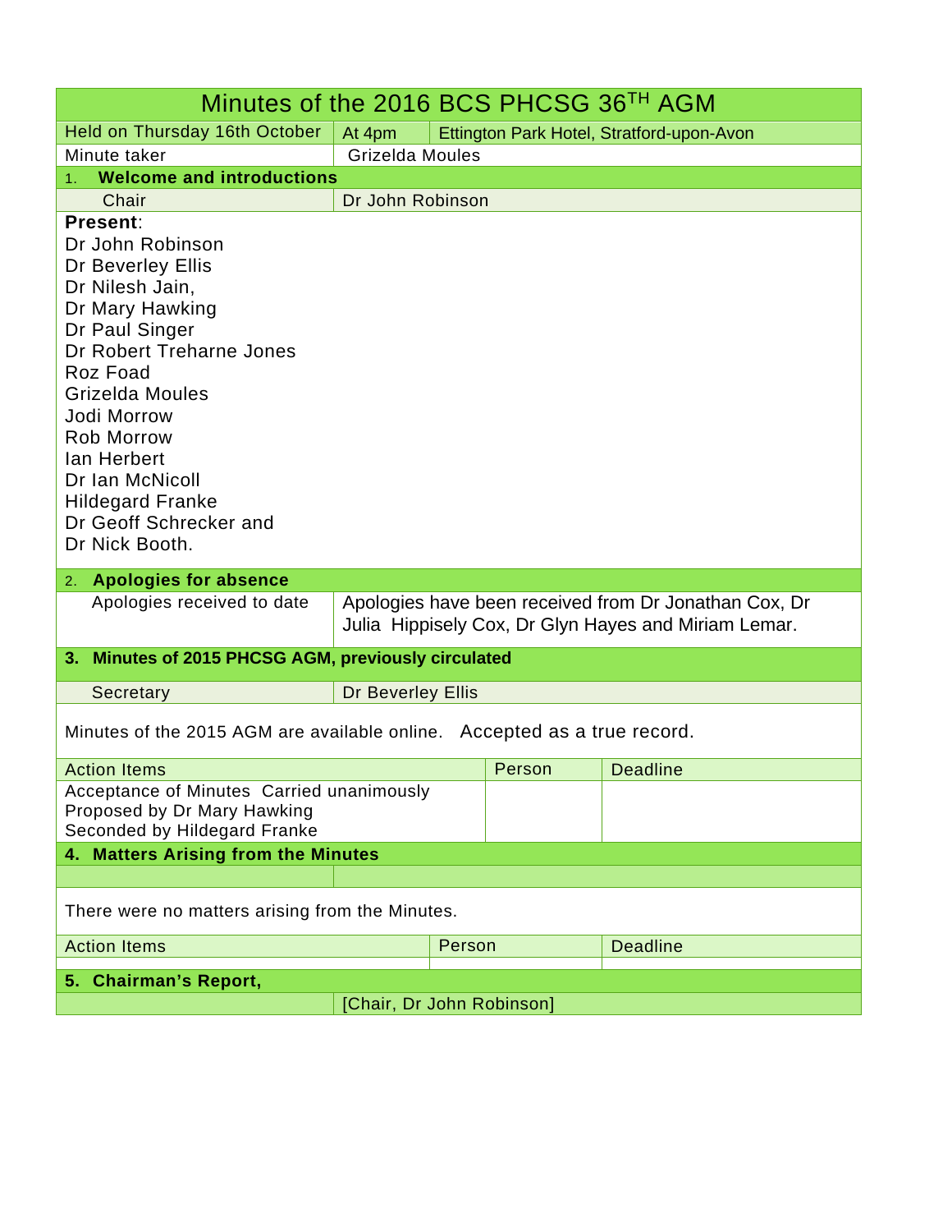# Minutes of the 2016 BCS PHCSG 36TH AGM

| Held on Thursday 16th October | At 4pm | Ettington Park Hotel, Stratford-upon-Avon |
|---|---|---|
| Minute taker | Grizelda Moules | |

## 1. Welcome and introductions

| Chair | Dr John Robinson |
|---|---|

**Present**:
Dr John Robinson
Dr Beverley Ellis
Dr Nilesh Jain,
Dr Mary Hawking
Dr Paul Singer
Dr Robert Treharne Jones
Roz Foad
Grizelda Moules
Jodi Morrow
Rob Morrow
Ian Herbert
Dr Ian McNicoll
Hildegard Franke
Dr Geoff Schrecker and
Dr Nick Booth.

## 2. Apologies for absence

| Apologies received to date | Apologies have been received from Dr Jonathan Cox, Dr Julia Hippisely Cox, Dr Glyn Hayes and Miriam Lemar. |
|---|---|

## 3. Minutes of 2015 PHCSG AGM, previously circulated

| Secretary | Dr Beverley Ellis |
|---|---|

Minutes of the 2015 AGM are available online. Accepted as a true record.

| Action Items | Person | Deadline |
|---|---|---|
| Acceptance of Minutes Carried unanimously<br>Proposed by Dr Mary Hawking<br>Seconded by Hildegard Franke | | |

## 4. Matters Arising from the Minutes

There were no matters arising from the Minutes.

| Action Items | Person | Deadline |
|---|---|---|
| | | |

## 5. Chairman's Report,

[Chair, Dr John Robinson]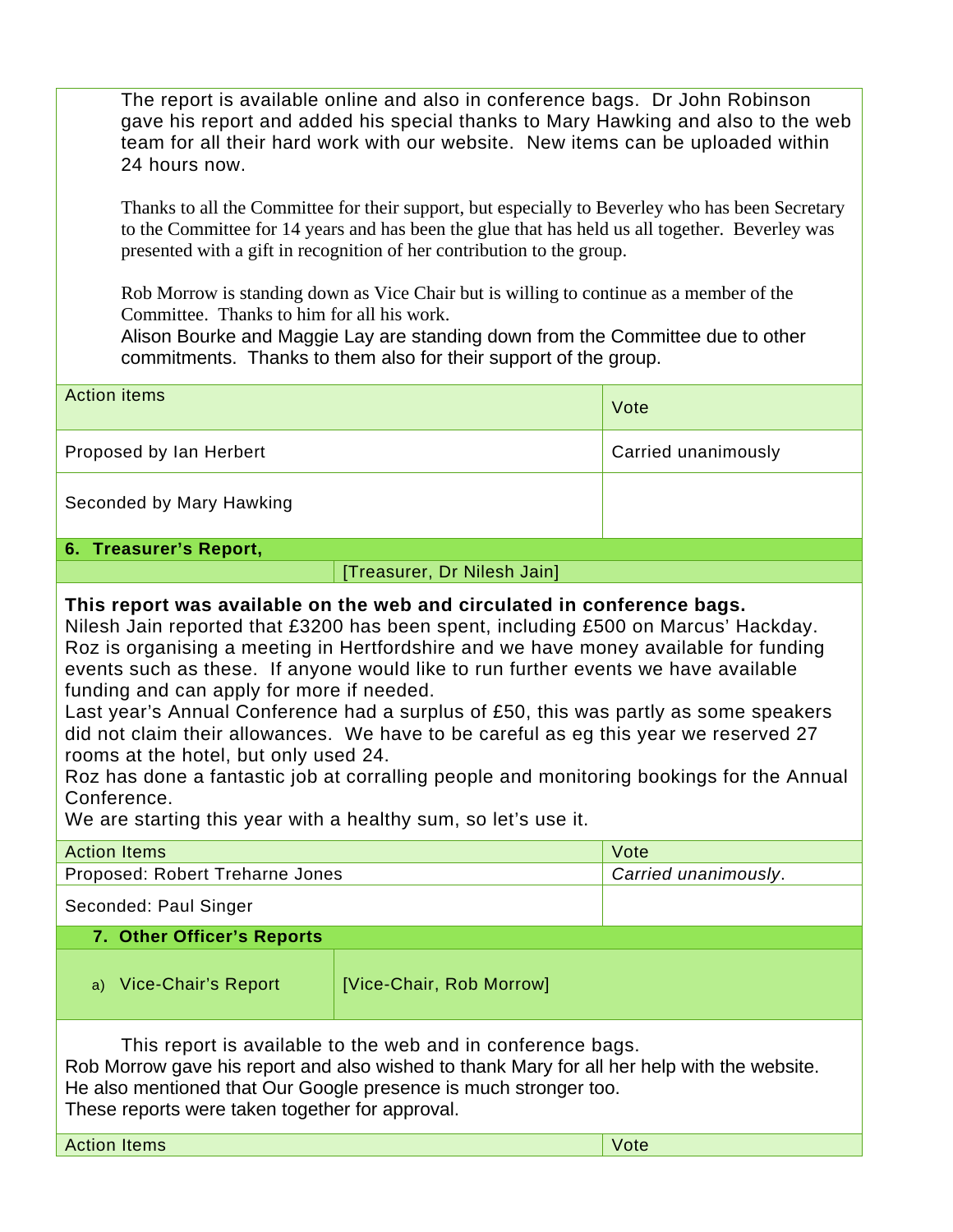The report is available online and also in conference bags. Dr John Robinson gave his report and added his special thanks to Mary Hawking and also to the web team for all their hard work with our website. New items can be uploaded within 24 hours now.

Thanks to all the Committee for their support, but especially to Beverley who has been Secretary to the Committee for 14 years and has been the glue that has held us all together. Beverley was presented with a gift in recognition of her contribution to the group.

Rob Morrow is standing down as Vice Chair but is willing to continue as a member of the Committee. Thanks to him for all his work.
Alison Bourke and Maggie Lay are standing down from the Committee due to other commitments. Thanks to them also for their support of the group.

| Action items | Vote |
|---|---|
| Proposed by Ian Herbert | Carried unanimously |
| Seconded by Mary Hawking | |

## 6. Treasurer's Report,

[Treasurer, Dr Nilesh Jain]

**This report was available on the web and circulated in conference bags.**
Nilesh Jain reported that £3200 has been spent, including £500 on Marcus' Hackday. Roz is organising a meeting in Hertfordshire and we have money available for funding events such as these. If anyone would like to run further events we have available funding and can apply for more if needed.
Last year's Annual Conference had a surplus of £50, this was partly as some speakers did not claim their allowances. We have to be careful as eg this year we reserved 27 rooms at the hotel, but only used 24.
Roz has done a fantastic job at corralling people and monitoring bookings for the Annual Conference.
We are starting this year with a healthy sum, so let's use it.

| Action Items | Vote |
|---|---|
| Proposed: Robert Treharne Jones | *Carried unanimously*. |
| Seconded: Paul Singer | |

## 7. Other Officer's Reports

a) Vice-Chair's Report — [Vice-Chair, Rob Morrow]

This report is available to the web and in conference bags.
Rob Morrow gave his report and also wished to thank Mary for all her help with the website.
He also mentioned that Our Google presence is much stronger too.
These reports were taken together for approval.

| Action Items | Vote |
|---|---|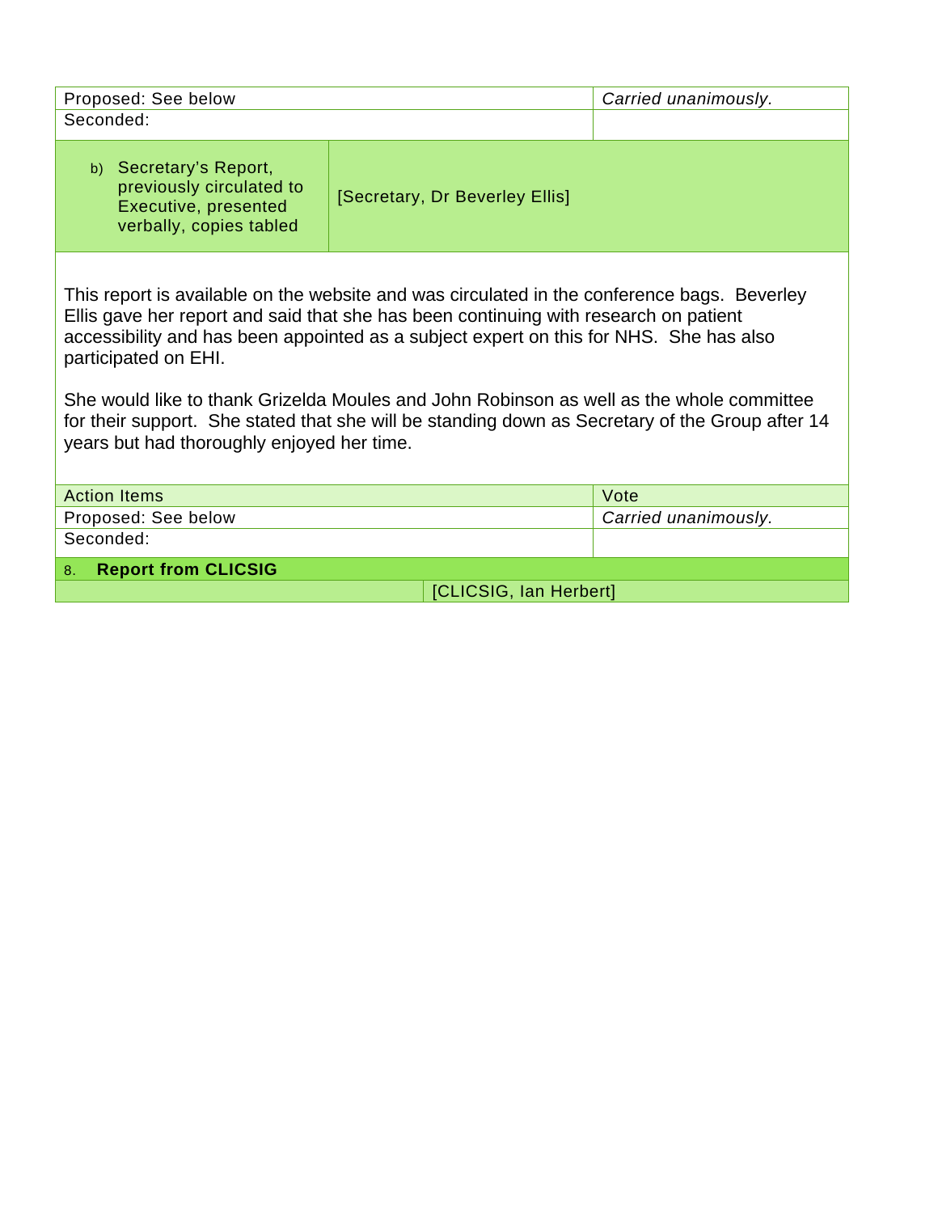| Proposed: See below | *Carried unanimously.* |
| --- | --- |
| Seconded: | |

| b) Secretary's Report, previously circulated to Executive, presented verbally, copies tabled | [Secretary, Dr Beverley Ellis] |
| --- | --- |

This report is available on the website and was circulated in the conference bags. Beverley Ellis gave her report and said that she has been continuing with research on patient accessibility and has been appointed as a subject expert on this for NHS. She has also participated on EHI.

She would like to thank Grizelda Moules and John Robinson as well as the whole committee for their support. She stated that she will be standing down as Secretary of the Group after 14 years but had thoroughly enjoyed her time.

| Action Items | Vote |
| --- | --- |
| Proposed: See below | *Carried unanimously.* |
| Seconded: | |

| 8. **Report from CLICSIG** | |
| --- | --- |
| | [CLICSIG, Ian Herbert] |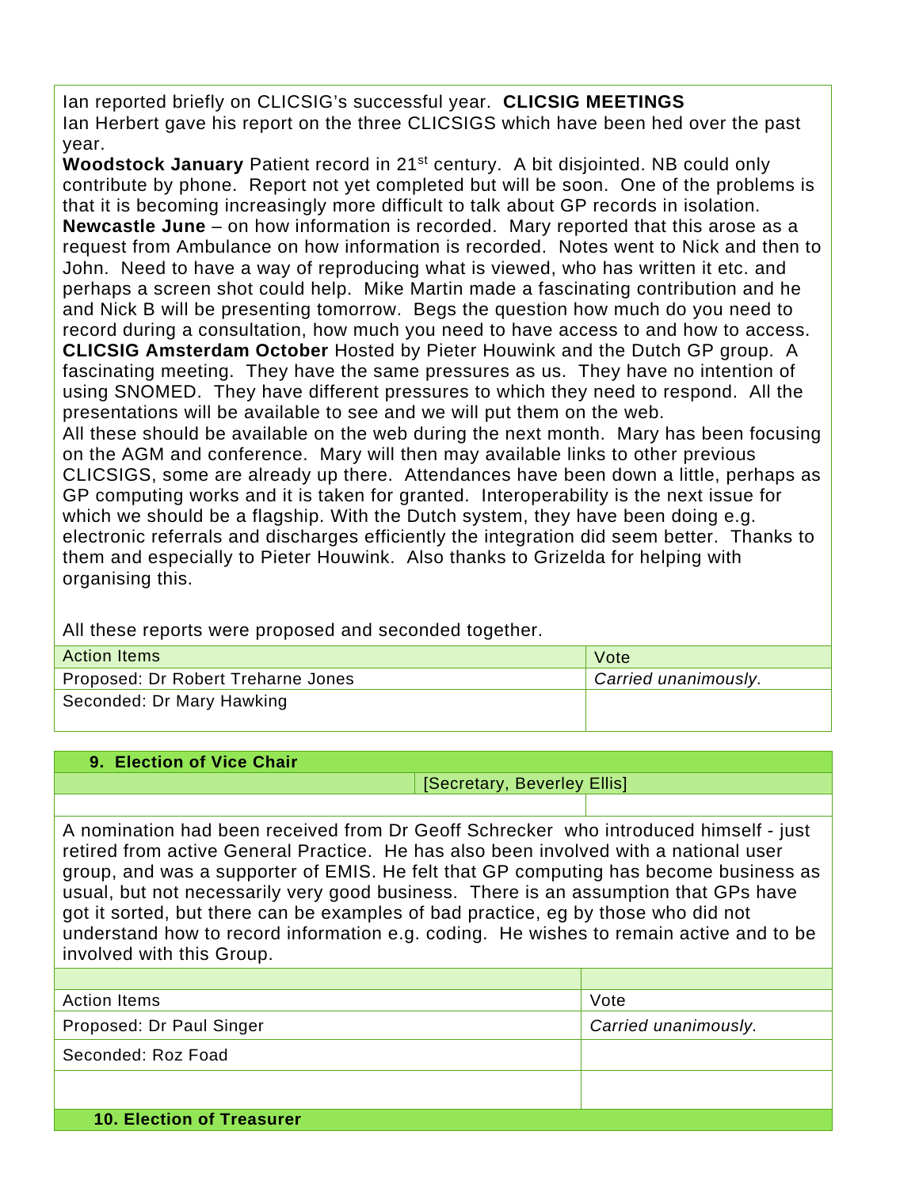Ian reported briefly on CLICSIG's successful year. **CLICSIG MEETINGS**
Ian Herbert gave his report on the three CLICSIGS which have been hed over the past year.
**Woodstock January** Patient record in 21st century. A bit disjointed. NB could only contribute by phone. Report not yet completed but will be soon. One of the problems is that it is becoming increasingly more difficult to talk about GP records in isolation.
**Newcastle June** – on how information is recorded. Mary reported that this arose as a request from Ambulance on how information is recorded. Notes went to Nick and then to John. Need to have a way of reproducing what is viewed, who has written it etc. and perhaps a screen shot could help. Mike Martin made a fascinating contribution and he and Nick B will be presenting tomorrow. Begs the question how much do you need to record during a consultation, how much you need to have access to and how to access.
**CLICSIG Amsterdam October** Hosted by Pieter Houwink and the Dutch GP group. A fascinating meeting. They have the same pressures as us. They have no intention of using SNOMED. They have different pressures to which they need to respond. All the presentations will be available to see and we will put them on the web.
All these should be available on the web during the next month. Mary has been focusing on the AGM and conference. Mary will then may available links to other previous CLICSIGS, some are already up there. Attendances have been down a little, perhaps as GP computing works and it is taken for granted. Interoperability is the next issue for which we should be a flagship. With the Dutch system, they have been doing e.g. electronic referrals and discharges efficiently the integration did seem better. Thanks to them and especially to Pieter Houwink. Also thanks to Grizelda for helping with organising this.

All these reports were proposed and seconded together.

| Action Items | Vote |
|---|---|
| Proposed: Dr Robert Treharne Jones | *Carried unanimously.* |
| Seconded: Dr Mary Hawking | |

## 9. Election of Vice Chair

[Secretary, Beverley Ellis]

A nomination had been received from Dr Geoff Schrecker who introduced himself - just retired from active General Practice. He has also been involved with a national user group, and was a supporter of EMIS. He felt that GP computing has become business as usual, but not necessarily very good business. There is an assumption that GPs have got it sorted, but there can be examples of bad practice, eg by those who did not understand how to record information e.g. coding. He wishes to remain active and to be involved with this Group.

| Action Items | Vote |
|---|---|
| Proposed: Dr Paul Singer | *Carried unanimously.* |
| Seconded: Roz Foad | |

## 10. Election of Treasurer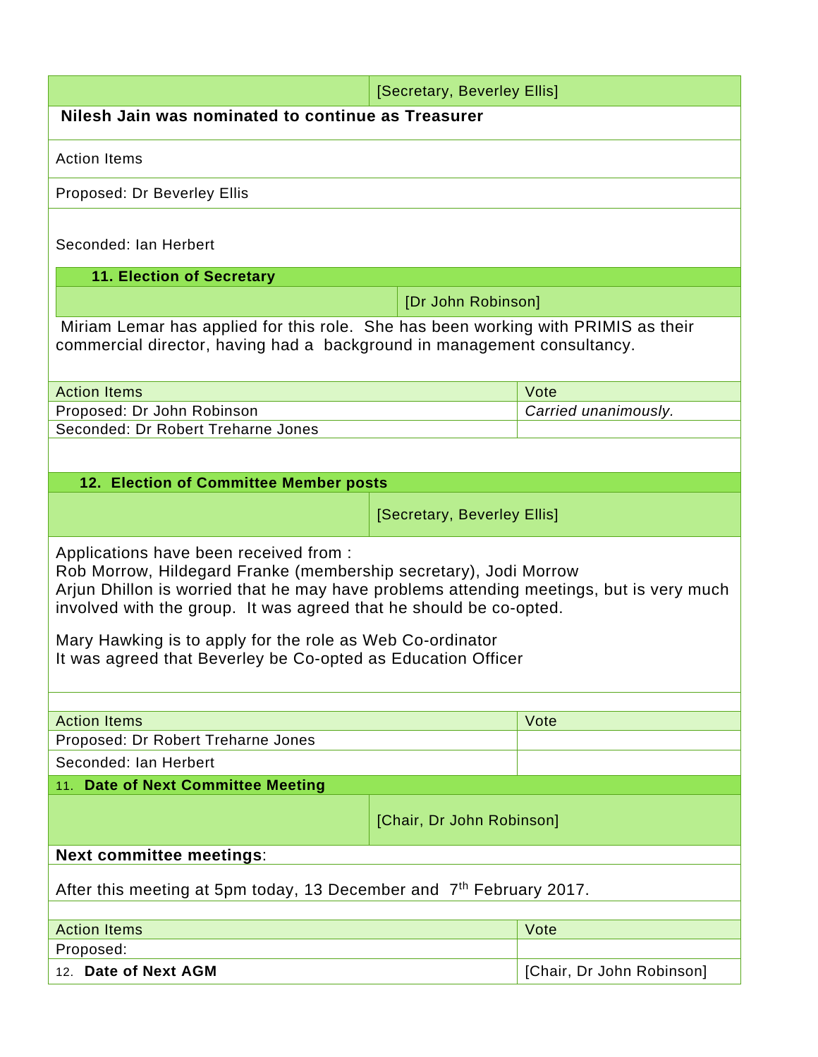| | [Secretary, Beverley Ellis] |
|---|---|

**Nilesh Jain was nominated to continue as Treasurer**

Action Items

Proposed: Dr Beverley Ellis

Seconded: Ian Herbert

### 11. Election of Secretary

| | [Dr John Robinson] |
|---|---|

Miriam Lemar has applied for this role. She has been working with PRIMIS as their commercial director, having had a background in management consultancy.

| Action Items | Vote |
|---|---|
| Proposed: Dr John Robinson | *Carried unanimously.* |
| Seconded: Dr Robert Treharne Jones | |

### 12. Election of Committee Member posts

| | [Secretary, Beverley Ellis] |
|---|---|

Applications have been received from :
Rob Morrow, Hildegard Franke (membership secretary), Jodi Morrow
Arjun Dhillon is worried that he may have problems attending meetings, but is very much involved with the group. It was agreed that he should be co-opted.

Mary Hawking is to apply for the role as Web Co-ordinator
It was agreed that Beverley be Co-opted as Education Officer

| Action Items | Vote |
|---|---|
| Proposed: Dr Robert Treharne Jones | |
| Seconded: Ian Herbert | |

### 11. Date of Next Committee Meeting

| | [Chair, Dr John Robinson] |
|---|---|

**Next committee meetings**:

After this meeting at 5pm today, 13 December and 7th February 2017.

| Action Items | Vote |
|---|---|
| Proposed: | |
| 12. **Date of Next AGM** | [Chair, Dr John Robinson] |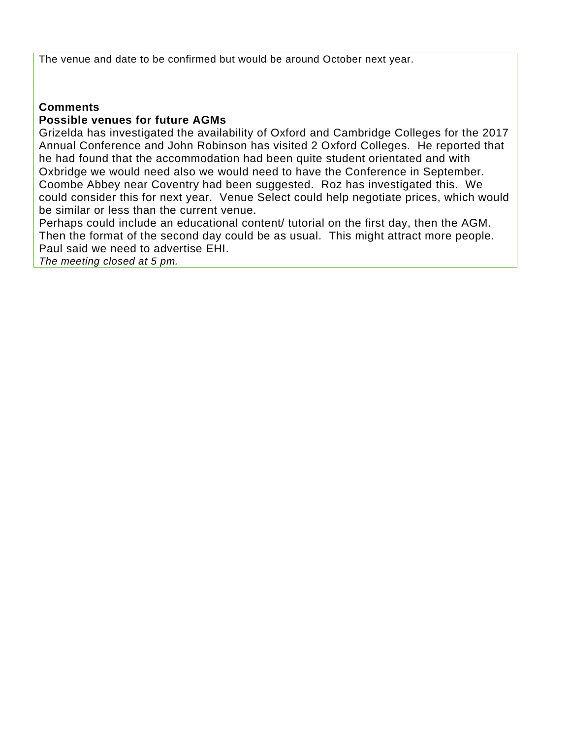The venue and date to be confirmed but would be around October next year.

**Comments**

**Possible venues for future AGMs**

Grizelda has investigated the availability of Oxford and Cambridge Colleges for the 2017 Annual Conference and John Robinson has visited 2 Oxford Colleges. He reported that he had found that the accommodation had been quite student orientated and with Oxbridge we would need also we would need to have the Conference in September. Coombe Abbey near Coventry had been suggested. Roz has investigated this. We could consider this for next year. Venue Select could help negotiate prices, which would be similar or less than the current venue.

Perhaps could include an educational content/ tutorial on the first day, then the AGM. Then the format of the second day could be as usual. This might attract more people. Paul said we need to advertise EHI.

*The meeting closed at 5 pm.*